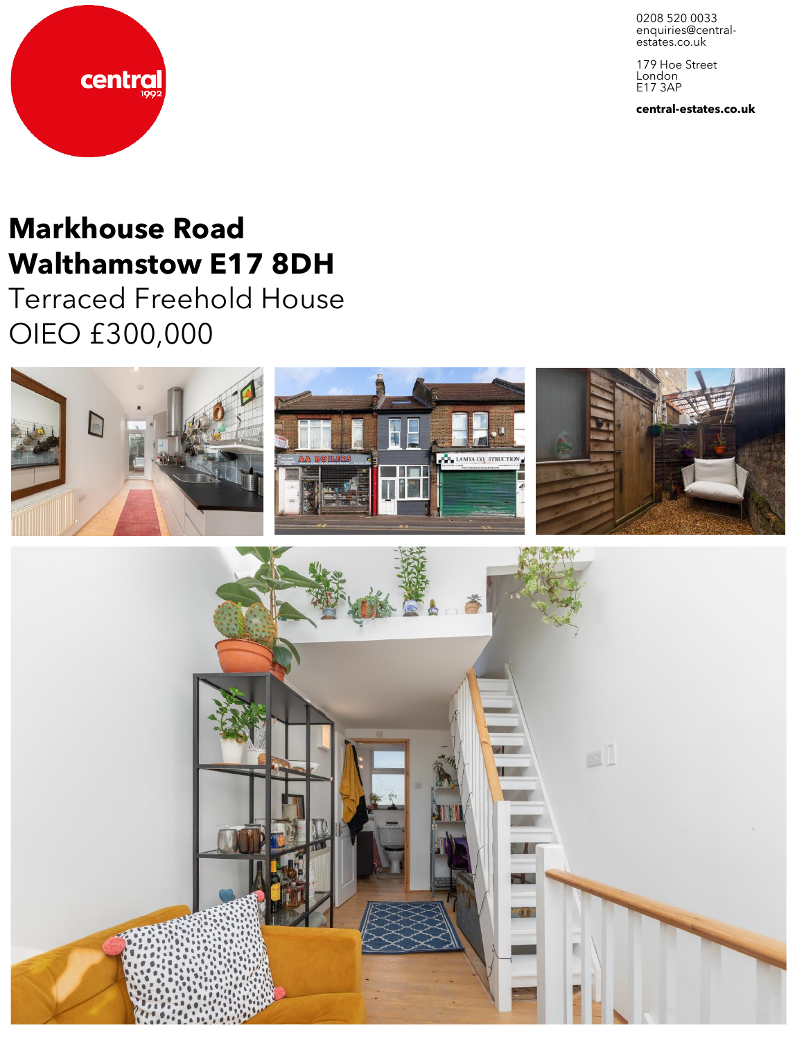central
1992

0208 520 0033
enquiries@central-estates.co.uk

179 Hoe Street
London
E17 3AP

**central-estates.co.uk**

# Markhouse Road
# Walthamstow E17 8DH

Terraced Freehold House

OIEO £300,000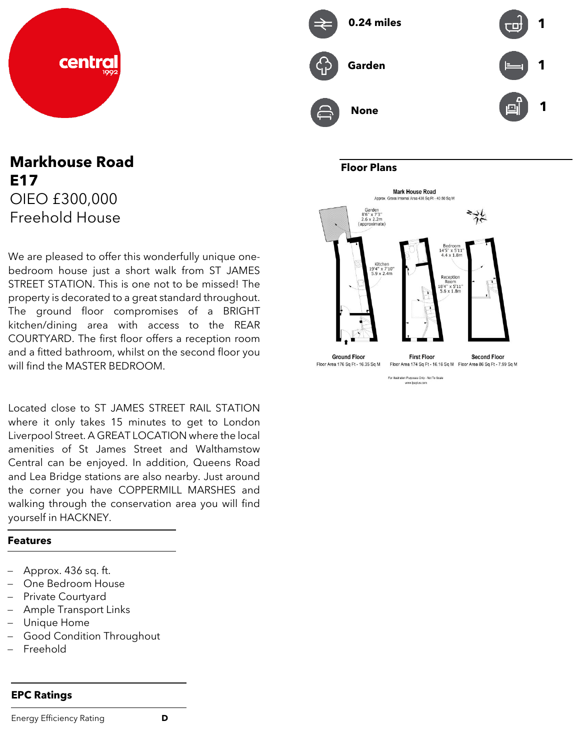central
1992

0.24 miles

Garden

None

1

1

1

# Markhouse Road
# E17

OIEO £300,000

Freehold House

We are pleased to offer this wonderfully unique one-bedroom house just a short walk from ST JAMES STREET STATION. This is one not to be missed! The property is decorated to a great standard throughout. The ground floor compromises of a BRIGHT kitchen/dining area with access to the REAR COURTYARD. The first floor offers a reception room and a fitted bathroom, whilst on the second floor you will find the MASTER BEDROOM.

Located close to ST JAMES STREET RAIL STATION where it only takes 15 minutes to get to London Liverpool Street. A GREAT LOCATION where the local amenities of St James Street and Walthamstow Central can be enjoyed. In addition, Queens Road and Lea Bridge stations are also nearby. Just around the corner you have COPPERMILL MARSHES and walking through the conservation area you will find yourself in HACKNEY.

## Features

- Approx. 436 sq. ft.
- One Bedroom House
- Private Courtyard
- Ample Transport Links
- Unique Home
- Good Condition Throughout
- Freehold

## EPC Ratings

Energy Efficiency Rating D

## Floor Plans

Mark House Road

Approx. Gross Internal Area 436 Sq Ft - 40.50 Sq M

Garden
8'6" x 7'3"
2.6 x 2.2m
(approximate)

Kitchen
19'4" x 7'10"
5.9 x 2.4m

Bedroom
14'5" x 5'11"
4.4 x 1.8m

Reception Room
18'4" x 5'11"
5.6 x 1.8m

Ground Floor
Floor Area 176 Sq Ft - 16.35 Sq M

First Floor
Floor Area 174 Sq Ft - 16.16 Sq M

Second Floor
Floor Area 86 Sq Ft - 7.99 Sq M

For Illustration Purposes Only - Not To Scale
www.fpaplus.com